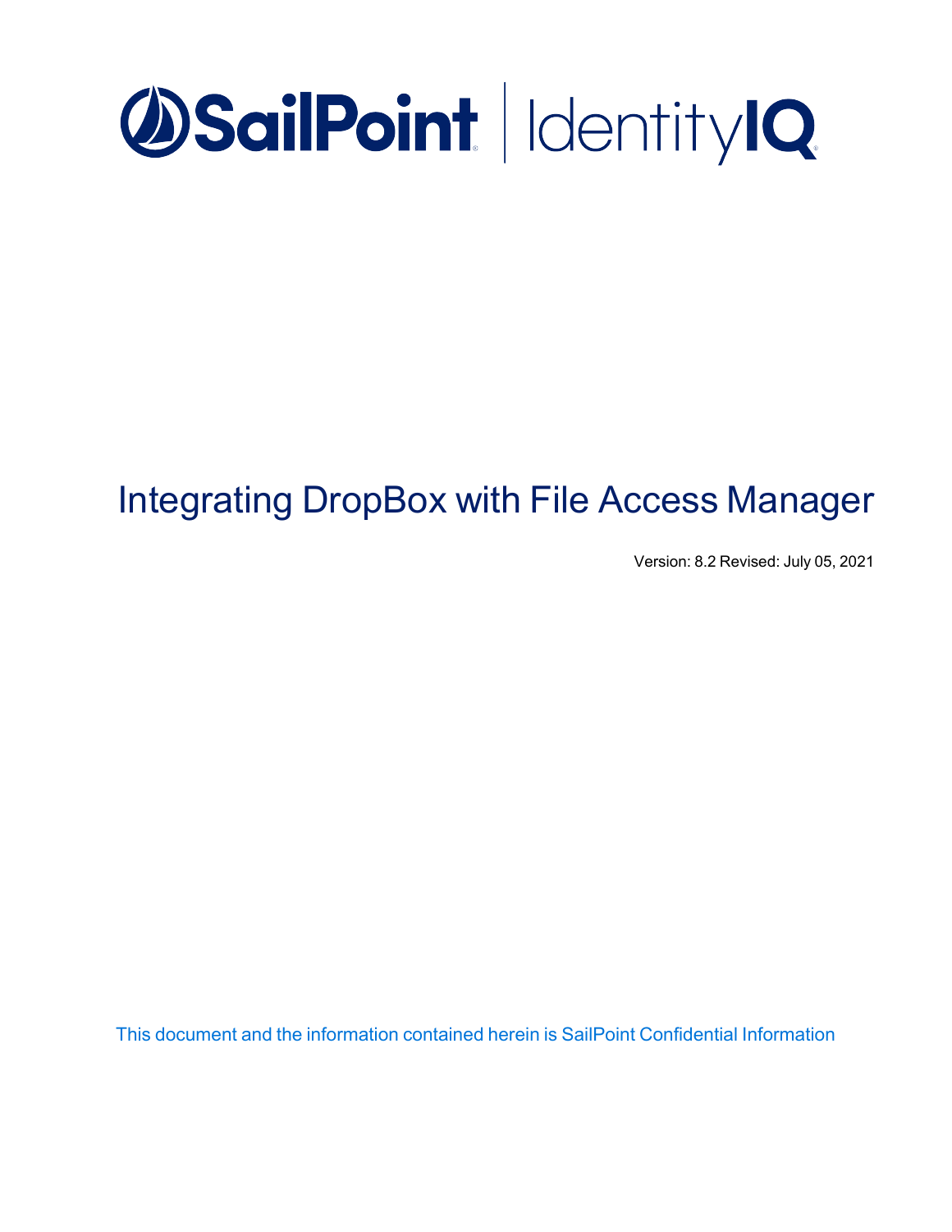SailPoint | IdentityIQ

# Integrating DropBox with File Access Manager

Version: 8.2 Revised: July 05, 2021

This document and the information contained herein is SailPoint Confidential Information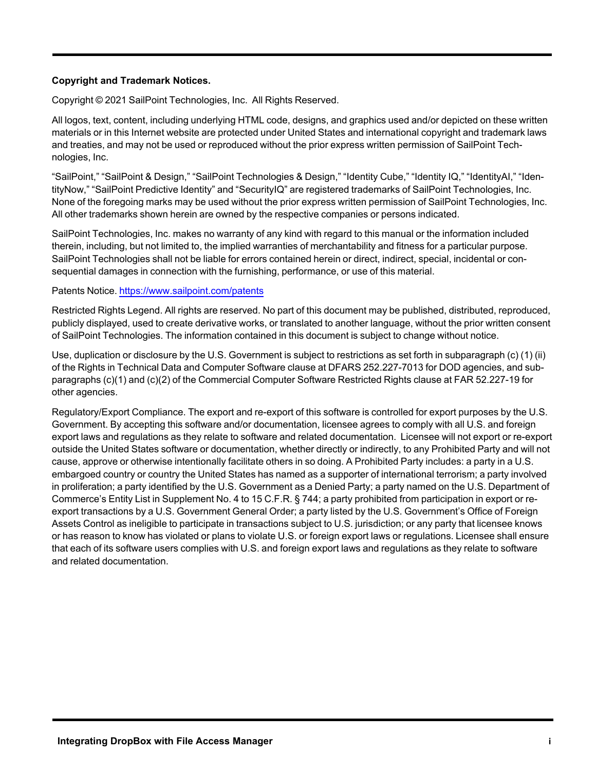**Copyright and Trademark Notices.**

Copyright © 2021 SailPoint Technologies, Inc. All Rights Reserved.

All logos, text, content, including underlying HTML code, designs, and graphics used and/or depicted on these written materials or in this Internet website are protected under United States and international copyright and trademark laws and treaties, and may not be used or reproduced without the prior express written permission of SailPoint Technologies, Inc.

“SailPoint,” “SailPoint & Design,” “SailPoint Technologies & Design,” “Identity Cube,” “Identity IQ,” “IdentityAI,” “IdentityNow,” “SailPoint Predictive Identity” and “SecurityIQ” are registered trademarks of SailPoint Technologies, Inc. None of the foregoing marks may be used without the prior express written permission of SailPoint Technologies, Inc. All other trademarks shown herein are owned by the respective companies or persons indicated.

SailPoint Technologies, Inc. makes no warranty of any kind with regard to this manual or the information included therein, including, but not limited to, the implied warranties of merchantability and fitness for a particular purpose. SailPoint Technologies shall not be liable for errors contained herein or direct, indirect, special, incidental or consequential damages in connection with the furnishing, performance, or use of this material.

Patents Notice. https://www.sailpoint.com/patents

Restricted Rights Legend. All rights are reserved. No part of this document may be published, distributed, reproduced, publicly displayed, used to create derivative works, or translated to another language, without the prior written consent of SailPoint Technologies. The information contained in this document is subject to change without notice.

Use, duplication or disclosure by the U.S. Government is subject to restrictions as set forth in subparagraph (c) (1) (ii) of the Rights in Technical Data and Computer Software clause at DFARS 252.227-7013 for DOD agencies, and subparagraphs (c)(1) and (c)(2) of the Commercial Computer Software Restricted Rights clause at FAR 52.227-19 for other agencies.

Regulatory/Export Compliance. The export and re-export of this software is controlled for export purposes by the U.S. Government. By accepting this software and/or documentation, licensee agrees to comply with all U.S. and foreign export laws and regulations as they relate to software and related documentation. Licensee will not export or re-export outside the United States software or documentation, whether directly or indirectly, to any Prohibited Party and will not cause, approve or otherwise intentionally facilitate others in so doing. A Prohibited Party includes: a party in a U.S. embargoed country or country the United States has named as a supporter of international terrorism; a party involved in proliferation; a party identified by the U.S. Government as a Denied Party; a party named on the U.S. Department of Commerce’s Entity List in Supplement No. 4 to 15 C.F.R. § 744; a party prohibited from participation in export or re-export transactions by a U.S. Government General Order; a party listed by the U.S. Government’s Office of Foreign Assets Control as ineligible to participate in transactions subject to U.S. jurisdiction; or any party that licensee knows or has reason to know has violated or plans to violate U.S. or foreign export laws or regulations. Licensee shall ensure that each of its software users complies with U.S. and foreign export laws and regulations as they relate to software and related documentation.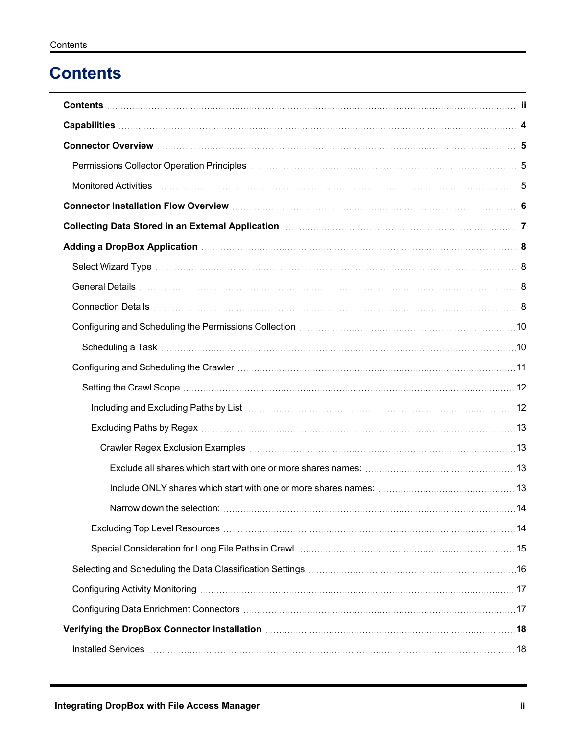# Contents

- **Contents** ii
- **Capabilities** 4
- **Connector Overview** 5
  - Permissions Collector Operation Principles 5
  - Monitored Activities 5
- **Connector Installation Flow Overview** 6
- **Collecting Data Stored in an External Application** 7
- **Adding a DropBox Application** 8
  - Select Wizard Type 8
  - General Details 8
  - Connection Details 8
  - Configuring and Scheduling the Permissions Collection 10
    - Scheduling a Task 10
  - Configuring and Scheduling the Crawler 11
    - Setting the Crawl Scope 12
      - Including and Excluding Paths by List 12
      - Excluding Paths by Regex 13
        - Crawler Regex Exclusion Examples 13
          - Exclude all shares which start with one or more shares names: 13
          - Include ONLY shares which start with one or more shares names: 13
          - Narrow down the selection: 14
      - Excluding Top Level Resources 14
      - Special Consideration for Long File Paths in Crawl 15
  - Selecting and Scheduling the Data Classification Settings 16
  - Configuring Activity Monitoring 17
  - Configuring Data Enrichment Connectors 17
- **Verifying the DropBox Connector Installation** 18
  - Installed Services 18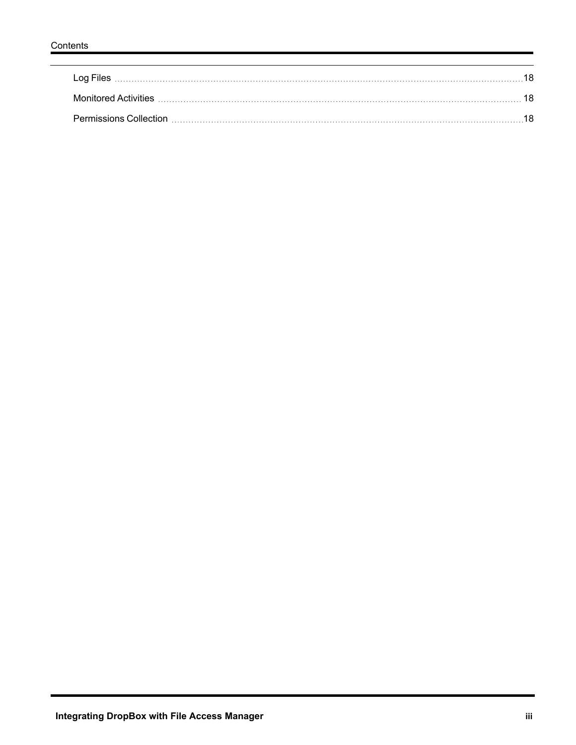Log Files ..... 18

Monitored Activities ..... 18

Permissions Collection ..... 18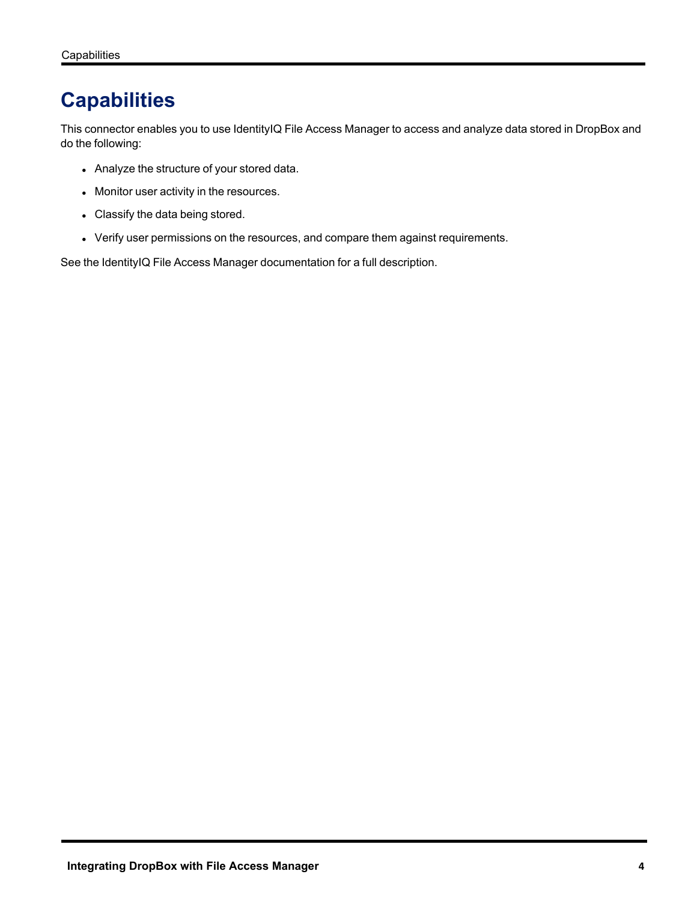# Capabilities

This connector enables you to use IdentityIQ File Access Manager to access and analyze data stored in DropBox and do the following:

- Analyze the structure of your stored data.
- Monitor user activity in the resources.
- Classify the data being stored.
- Verify user permissions on the resources, and compare them against requirements.

See the IdentityIQ File Access Manager documentation for a full description.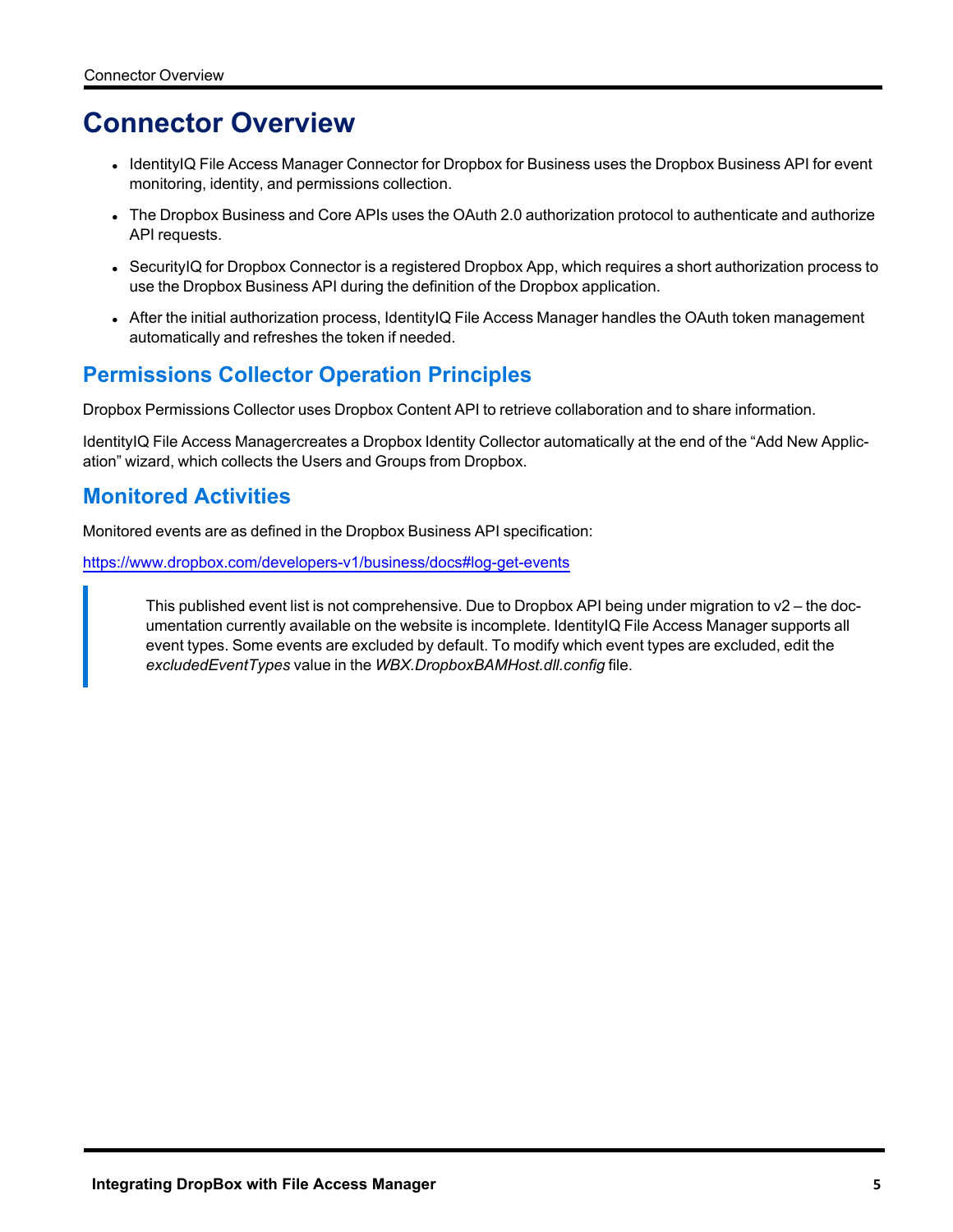# Connector Overview

- IdentityIQ File Access Manager Connector for Dropbox for Business uses the Dropbox Business API for event monitoring, identity, and permissions collection.
- The Dropbox Business and Core APIs uses the OAuth 2.0 authorization protocol to authenticate and authorize API requests.
- SecurityIQ for Dropbox Connector is a registered Dropbox App, which requires a short authorization process to use the Dropbox Business API during the definition of the Dropbox application.
- After the initial authorization process, IdentityIQ File Access Manager handles the OAuth token management automatically and refreshes the token if needed.

## Permissions Collector Operation Principles

Dropbox Permissions Collector uses Dropbox Content API to retrieve collaboration and to share information.

IdentityIQ File Access Managercreates a Dropbox Identity Collector automatically at the end of the “Add New Application” wizard, which collects the Users and Groups from Dropbox.

## Monitored Activities

Monitored events are as defined in the Dropbox Business API specification:

https://www.dropbox.com/developers-v1/business/docs#log-get-events

> This published event list is not comprehensive. Due to Dropbox API being under migration to v2 – the documentation currently available on the website is incomplete. IdentityIQ File Access Manager supports all event types. Some events are excluded by default. To modify which event types are excluded, edit the *excludedEventTypes* value in the *WBX.DropboxBAMHost.dll.config* file.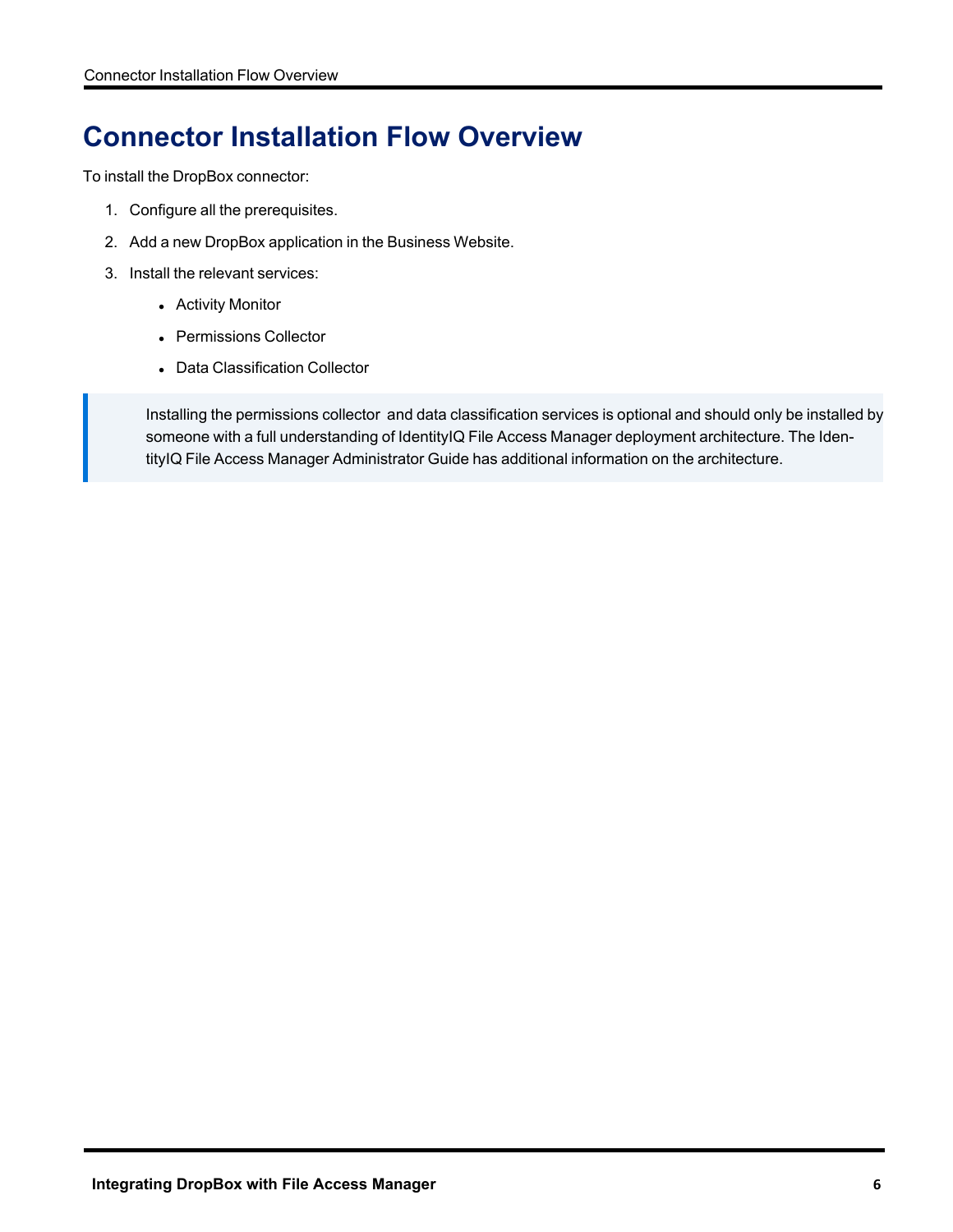# Connector Installation Flow Overview

To install the DropBox connector:

1. Configure all the prerequisites.
2. Add a new DropBox application in the Business Website.
3. Install the relevant services:
    - Activity Monitor
    - Permissions Collector
    - Data Classification Collector

> Installing the permissions collector and data classification services is optional and should only be installed by someone with a full understanding of IdentityIQ File Access Manager deployment architecture. The IdentityIQ File Access Manager Administrator Guide has additional information on the architecture.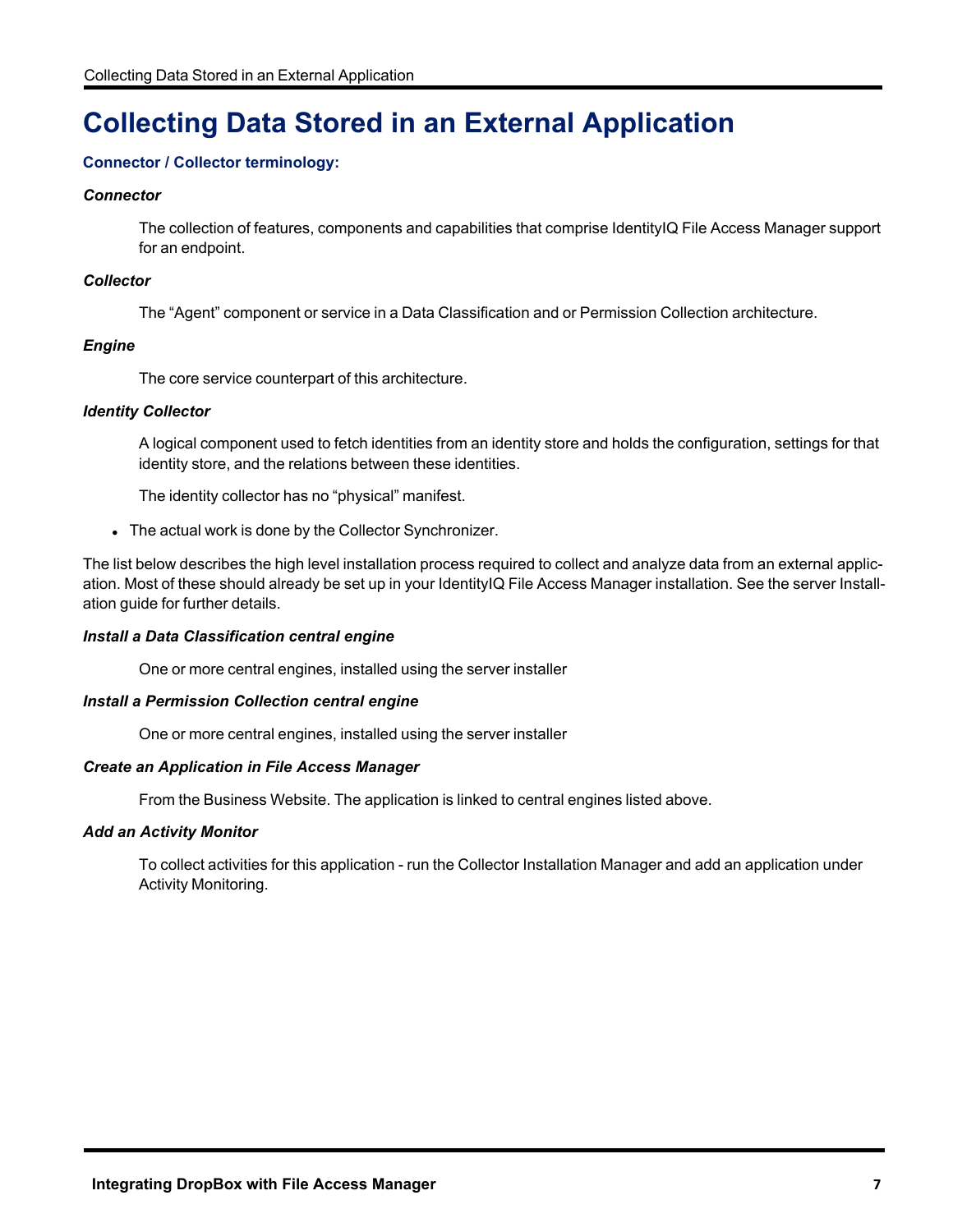# Collecting Data Stored in an External Application

### Connector / Collector terminology:

***Connector***

The collection of features, components and capabilities that comprise IdentityIQ File Access Manager support for an endpoint.

***Collector***

The “Agent” component or service in a Data Classification and or Permission Collection architecture.

***Engine***

The core service counterpart of this architecture.

***Identity Collector***

A logical component used to fetch identities from an identity store and holds the configuration, settings for that identity store, and the relations between these identities.

The identity collector has no “physical” manifest.

- The actual work is done by the Collector Synchronizer.

The list below describes the high level installation process required to collect and analyze data from an external application. Most of these should already be set up in your IdentityIQ File Access Manager installation. See the server Installation guide for further details.

***Install a Data Classification central engine***

One or more central engines, installed using the server installer

***Install a Permission Collection central engine***

One or more central engines, installed using the server installer

***Create an Application in File Access Manager***

From the Business Website. The application is linked to central engines listed above.

***Add an Activity Monitor***

To collect activities for this application - run the Collector Installation Manager and add an application under Activity Monitoring.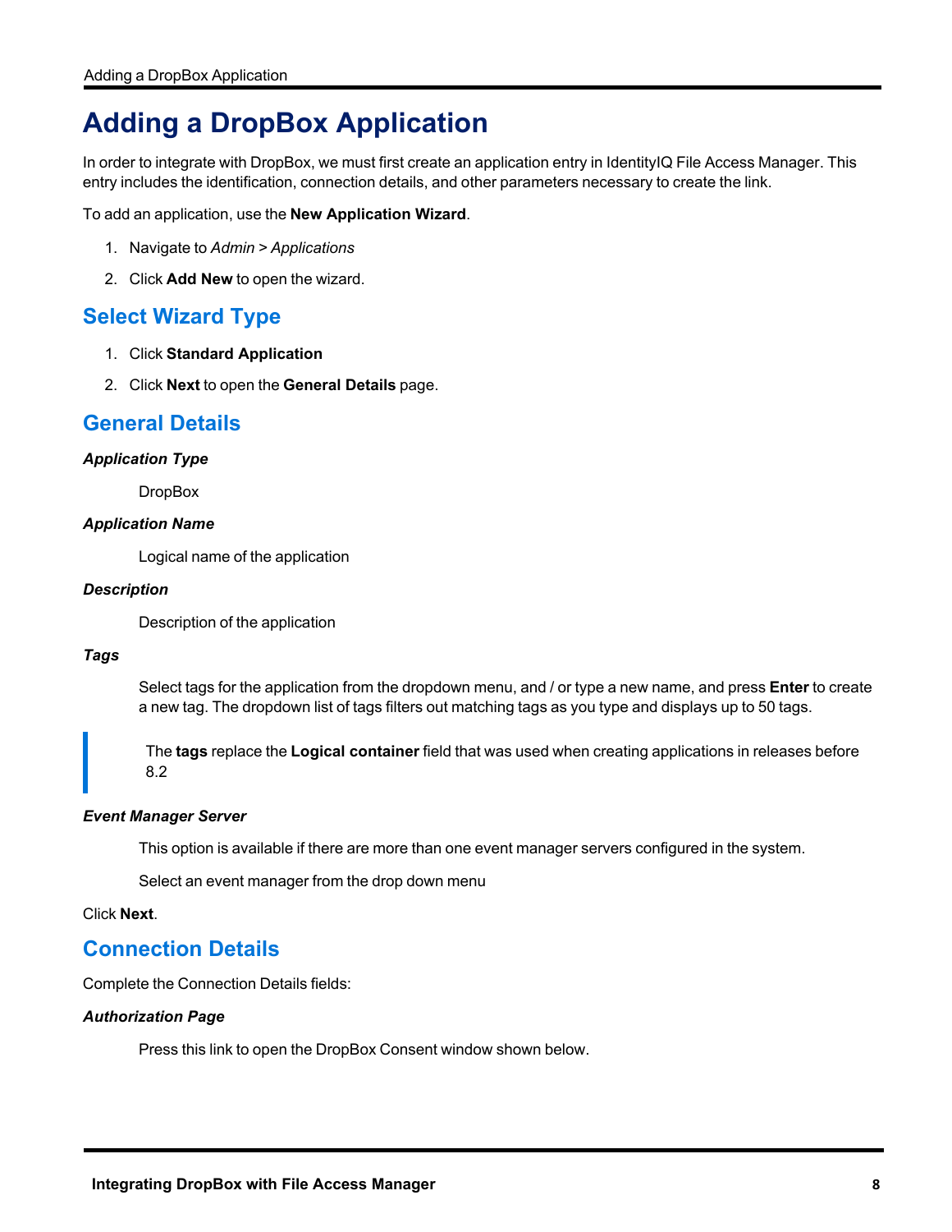# Adding a DropBox Application

In order to integrate with DropBox, we must first create an application entry in IdentityIQ File Access Manager. This entry includes the identification, connection details, and other parameters necessary to create the link.

To add an application, use the **New Application Wizard**.

1. Navigate to *Admin* > *Applications*
2. Click **Add New** to open the wizard.

## Select Wizard Type

1. Click **Standard Application**
2. Click **Next** to open the **General Details** page.

## General Details

***Application Type***

DropBox

***Application Name***

Logical name of the application

***Description***

Description of the application

***Tags***

Select tags for the application from the dropdown menu, and / or type a new name, and press **Enter** to create a new tag. The dropdown list of tags filters out matching tags as you type and displays up to 50 tags.

> The **tags** replace the **Logical container** field that was used when creating applications in releases before 8.2

***Event Manager Server***

This option is available if there are more than one event manager servers configured in the system.

Select an event manager from the drop down menu

Click **Next**.

## Connection Details

Complete the Connection Details fields:

***Authorization Page***

Press this link to open the DropBox Consent window shown below.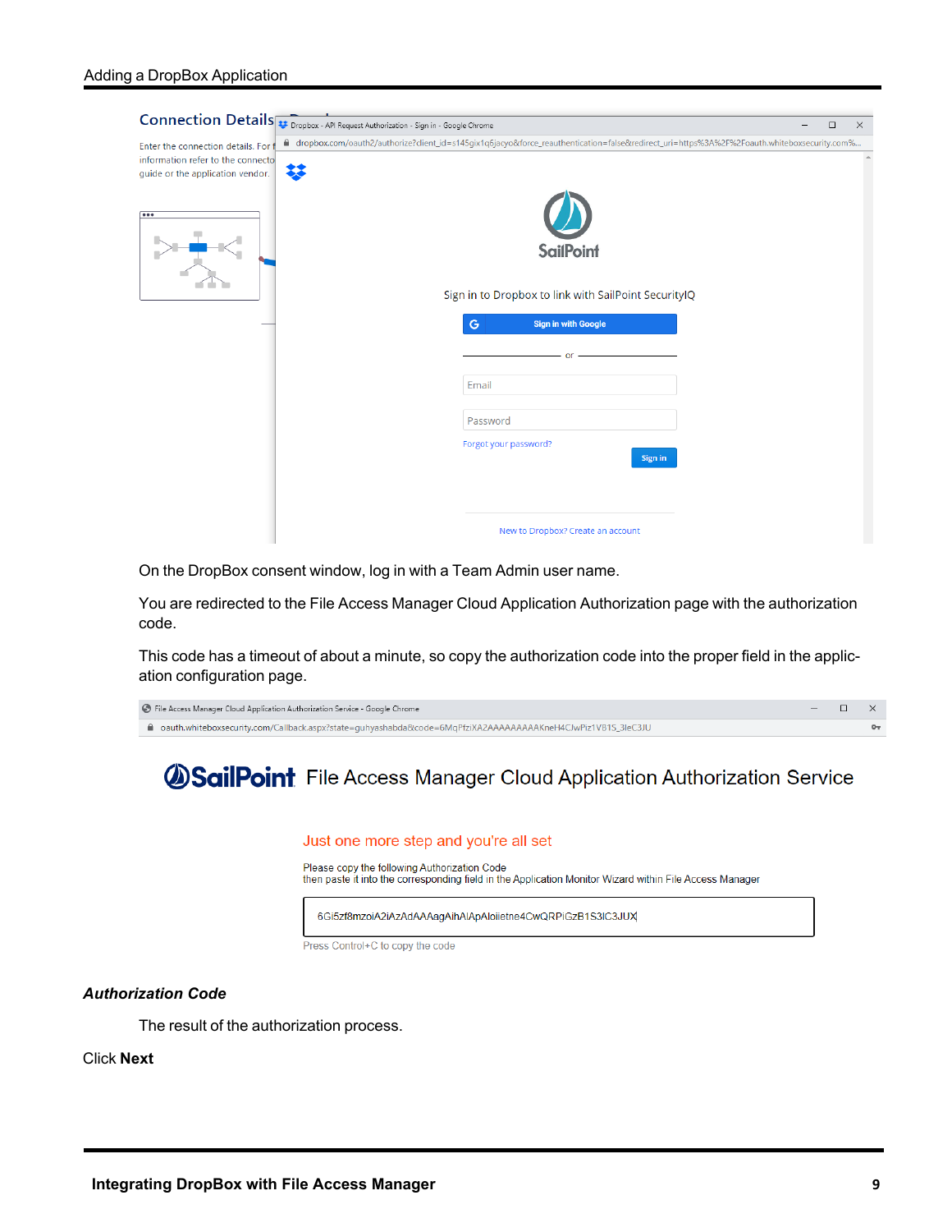On the DropBox consent window, log in with a Team Admin user name.

You are redirected to the File Access Manager Cloud Application Authorization page with the authorization code.

This code has a timeout of about a minute, so copy the authorization code into the proper field in the application configuration page.

***Authorization Code***

The result of the authorization process.

Click **Next**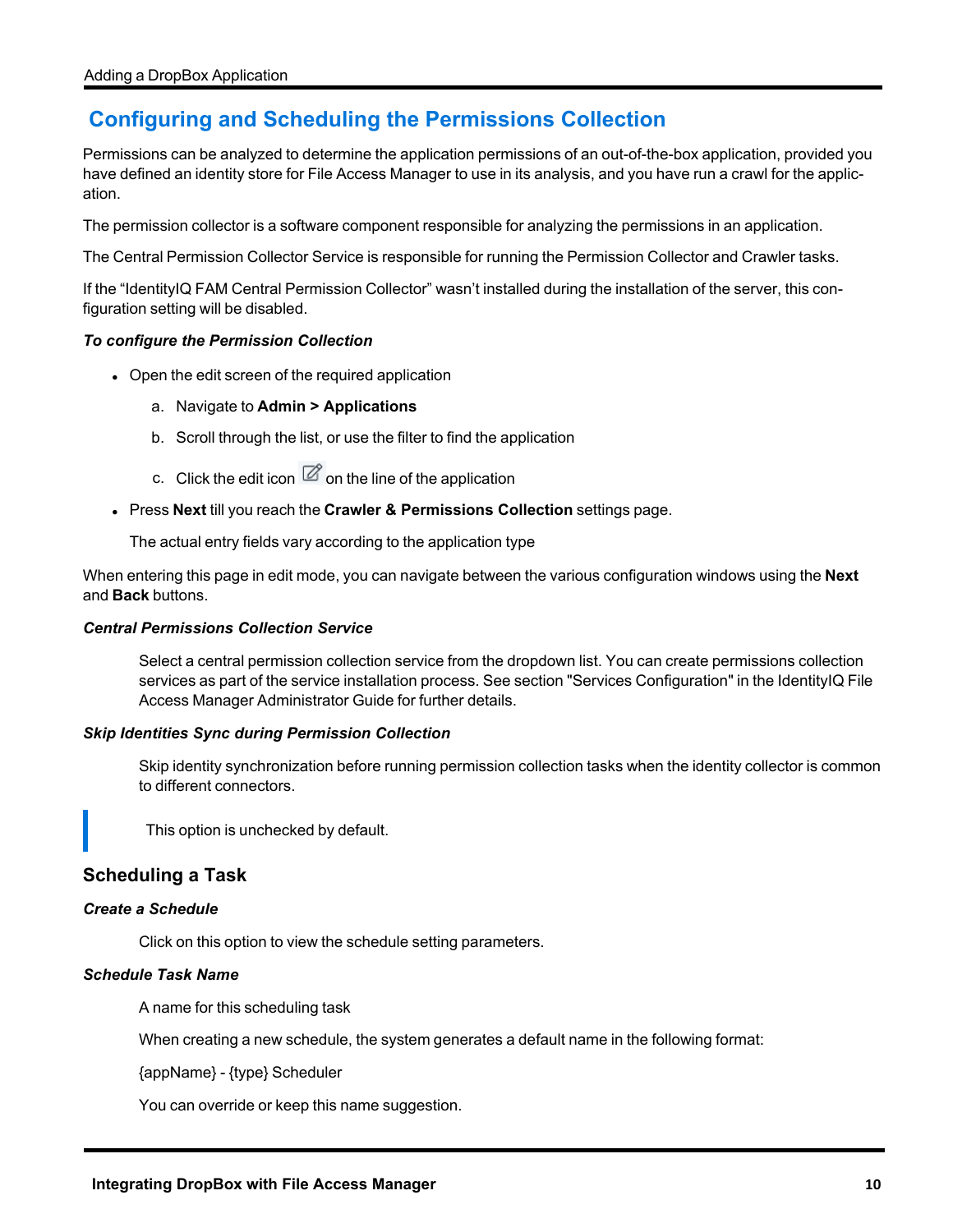## Configuring and Scheduling the Permissions Collection

Permissions can be analyzed to determine the application permissions of an out-of-the-box application, provided you have defined an identity store for File Access Manager to use in its analysis, and you have run a crawl for the application.

The permission collector is a software component responsible for analyzing the permissions in an application.

The Central Permission Collector Service is responsible for running the Permission Collector and Crawler tasks.

If the “IdentityIQ FAM Central Permission Collector” wasn’t installed during the installation of the server, this configuration setting will be disabled.

***To configure the Permission Collection***

- Open the edit screen of the required application
  a. Navigate to **Admin > Applications**
  b. Scroll through the list, or use the filter to find the application
  c. Click the edit icon on the line of the application
- Press **Next** till you reach the **Crawler & Permissions Collection** settings page.

  The actual entry fields vary according to the application type

When entering this page in edit mode, you can navigate between the various configuration windows using the **Next** and **Back** buttons.

***Central Permissions Collection Service***

Select a central permission collection service from the dropdown list. You can create permissions collection services as part of the service installation process. See section "Services Configuration" in the IdentityIQ File Access Manager Administrator Guide for further details.

***Skip Identities Sync during Permission Collection***

Skip identity synchronization before running permission collection tasks when the identity collector is common to different connectors.

> This option is unchecked by default.

### Scheduling a Task

***Create a Schedule***

Click on this option to view the schedule setting parameters.

***Schedule Task Name***

A name for this scheduling task

When creating a new schedule, the system generates a default name in the following format:

{appName} - {type} Scheduler

You can override or keep this name suggestion.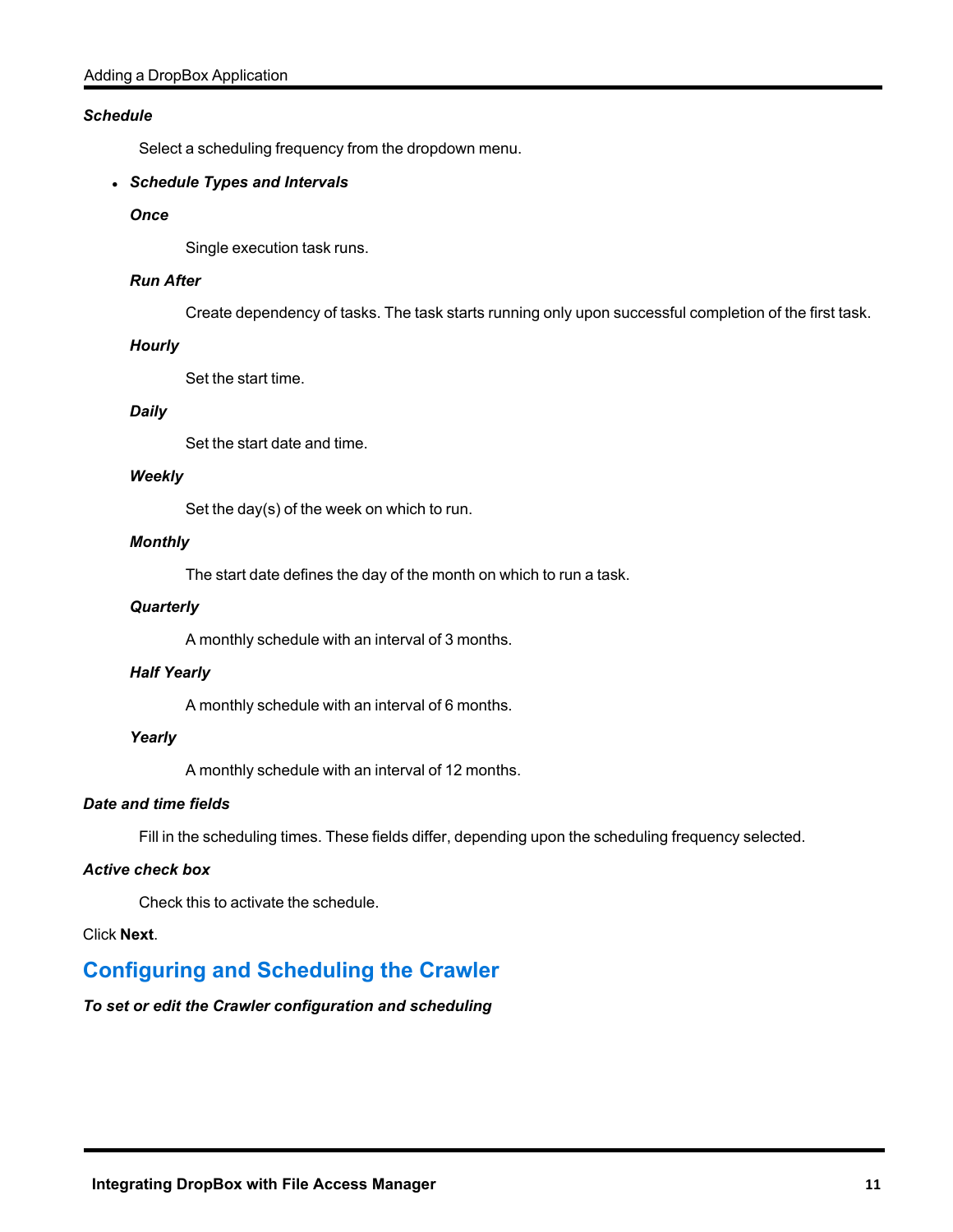*__Schedule__*

Select a scheduling frequency from the dropdown menu.

- ***Schedule Types and Intervals***

  ***Once***

  Single execution task runs.

  ***Run After***

  Create dependency of tasks. The task starts running only upon successful completion of the first task.

  ***Hourly***

  Set the start time.

  ***Daily***

  Set the start date and time.

  ***Weekly***

  Set the day(s) of the week on which to run.

  ***Monthly***

  The start date defines the day of the month on which to run a task.

  ***Quarterly***

  A monthly schedule with an interval of 3 months.

  ***Half Yearly***

  A monthly schedule with an interval of 6 months.

  ***Yearly***

  A monthly schedule with an interval of 12 months.

***Date and time fields***

Fill in the scheduling times. These fields differ, depending upon the scheduling frequency selected.

***Active check box***

Check this to activate the schedule.

Click **Next**.

## Configuring and Scheduling the Crawler

***To set or edit the Crawler configuration and scheduling***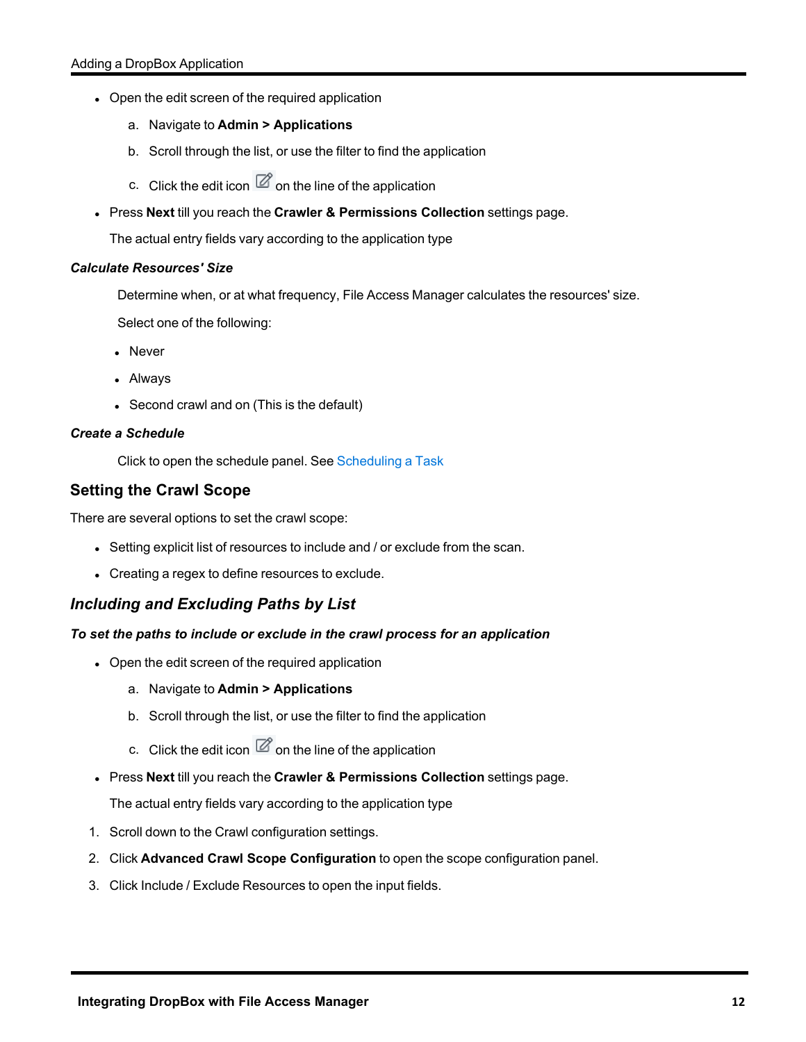- Open the edit screen of the required application
  a. Navigate to **Admin > Applications**
  b. Scroll through the list, or use the filter to find the application
  c. Click the edit icon on the line of the application
- Press **Next** till you reach the **Crawler & Permissions Collection** settings page.

  The actual entry fields vary according to the application type

***Calculate Resources' Size***

Determine when, or at what frequency, File Access Manager calculates the resources' size.

Select one of the following:

- Never
- Always
- Second crawl and on (This is the default)

***Create a Schedule***

Click to open the schedule panel. See Scheduling a Task

## Setting the Crawl Scope

There are several options to set the crawl scope:

- Setting explicit list of resources to include and / or exclude from the scan.
- Creating a regex to define resources to exclude.

### *Including and Excluding Paths by List*

***To set the paths to include or exclude in the crawl process for an application***

- Open the edit screen of the required application
  a. Navigate to **Admin > Applications**
  b. Scroll through the list, or use the filter to find the application
  c. Click the edit icon on the line of the application
- Press **Next** till you reach the **Crawler & Permissions Collection** settings page.

  The actual entry fields vary according to the application type

1. Scroll down to the Crawl configuration settings.
2. Click **Advanced Crawl Scope Configuration** to open the scope configuration panel.
3. Click Include / Exclude Resources to open the input fields.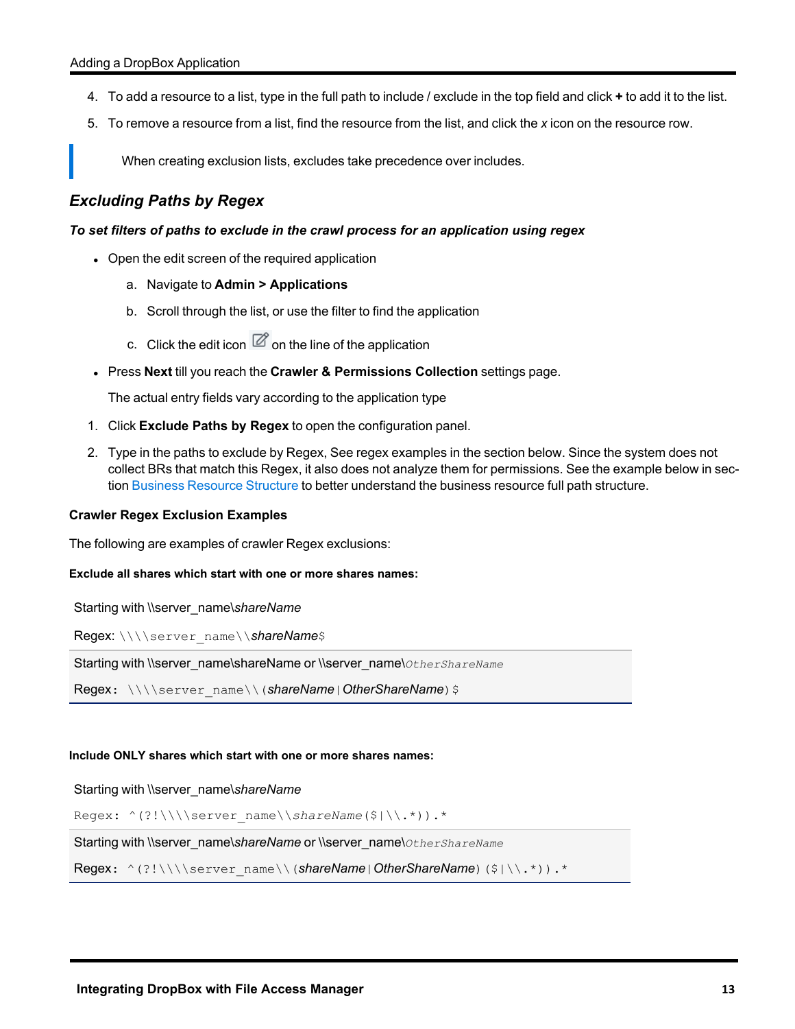4. To add a resource to a list, type in the full path to include / exclude in the top field and click **+** to add it to the list.
5. To remove a resource from a list, find the resource from the list, and click the *x* icon on the resource row.

> When creating exclusion lists, excludes take precedence over includes.

## *Excluding Paths by Regex*

***To set filters of paths to exclude in the crawl process for an application using regex***

- Open the edit screen of the required application
  a. Navigate to **Admin > Applications**
  b. Scroll through the list, or use the filter to find the application
  c. Click the edit icon on the line of the application
- Press **Next** till you reach the **Crawler & Permissions Collection** settings page.

  The actual entry fields vary according to the application type

1. Click **Exclude Paths by Regex** to open the configuration panel.
2. Type in the paths to exclude by Regex, See regex examples in the section below. Since the system does not collect BRs that match this Regex, it also does not analyze them for permissions. See the example below in section Business Resource Structure to better understand the business resource full path structure.

**Crawler Regex Exclusion Examples**

The following are examples of crawler Regex exclusions:

**Exclude all shares which start with one or more shares names:**

Starting with \\server_name\\*shareName*

Regex: `\\\\server_name\\`*shareName*`$`

Starting with \\server_name\shareName or \\server_name\\*OtherShareName*

Regex: `\\\\server_name\\(`*shareName*`|`*OtherShareName*`)$`

**Include ONLY shares which start with one or more shares names:**

Starting with \\server_name\\*shareName*

Regex: `^(?!\\\\server_name\\`*shareName*`($|\\.*)).*`

Starting with \\server_name\\*shareName* or \\server_name\\*OtherShareName*

Regex: `^(?!\\\\server_name\\(`*shareName*`|`*OtherShareName*`)($|\\.*)).*`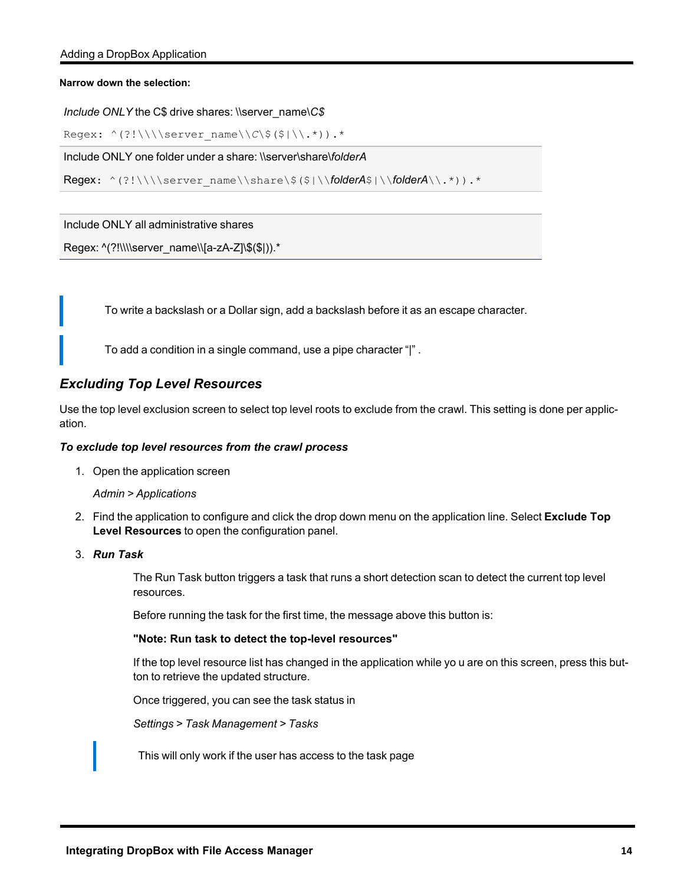**Narrow down the selection:**

*Include ONLY* the C$ drive shares: \\server_name\*C$*

Regex: `^(?!\\\\server_name\\C\$($|\\.*)).*`

Include ONLY one folder under a share: \\server\share\*folderA*

Regex: `^(?!\\\\server_name\\share\$($|\\folderA$|\\folderA\\.*)).*`

Include ONLY all administrative shares

Regex: ^(?!\\\\server_name\\[a-zA-Z]\$($|)).*

> To write a backslash or a Dollar sign, add a backslash before it as an escape character.

> To add a condition in a single command, use a pipe character "|" .

### *Excluding Top Level Resources*

Use the top level exclusion screen to select top level roots to exclude from the crawl. This setting is done per application.

***To exclude top level resources from the crawl process***

1. Open the application screen

   *Admin > Applications*

2. Find the application to configure and click the drop down menu on the application line. Select **Exclude Top Level Resources** to open the configuration panel.

3. ***Run Task***

   The Run Task button triggers a task that runs a short detection scan to detect the current top level resources.

   Before running the task for the first time, the message above this button is:

   **"Note: Run task to detect the top-level resources"**

   If the top level resource list has changed in the application while yo u are on this screen, press this button to retrieve the updated structure.

   Once triggered, you can see the task status in

   *Settings > Task Management > Tasks*

   > This will only work if the user has access to the task page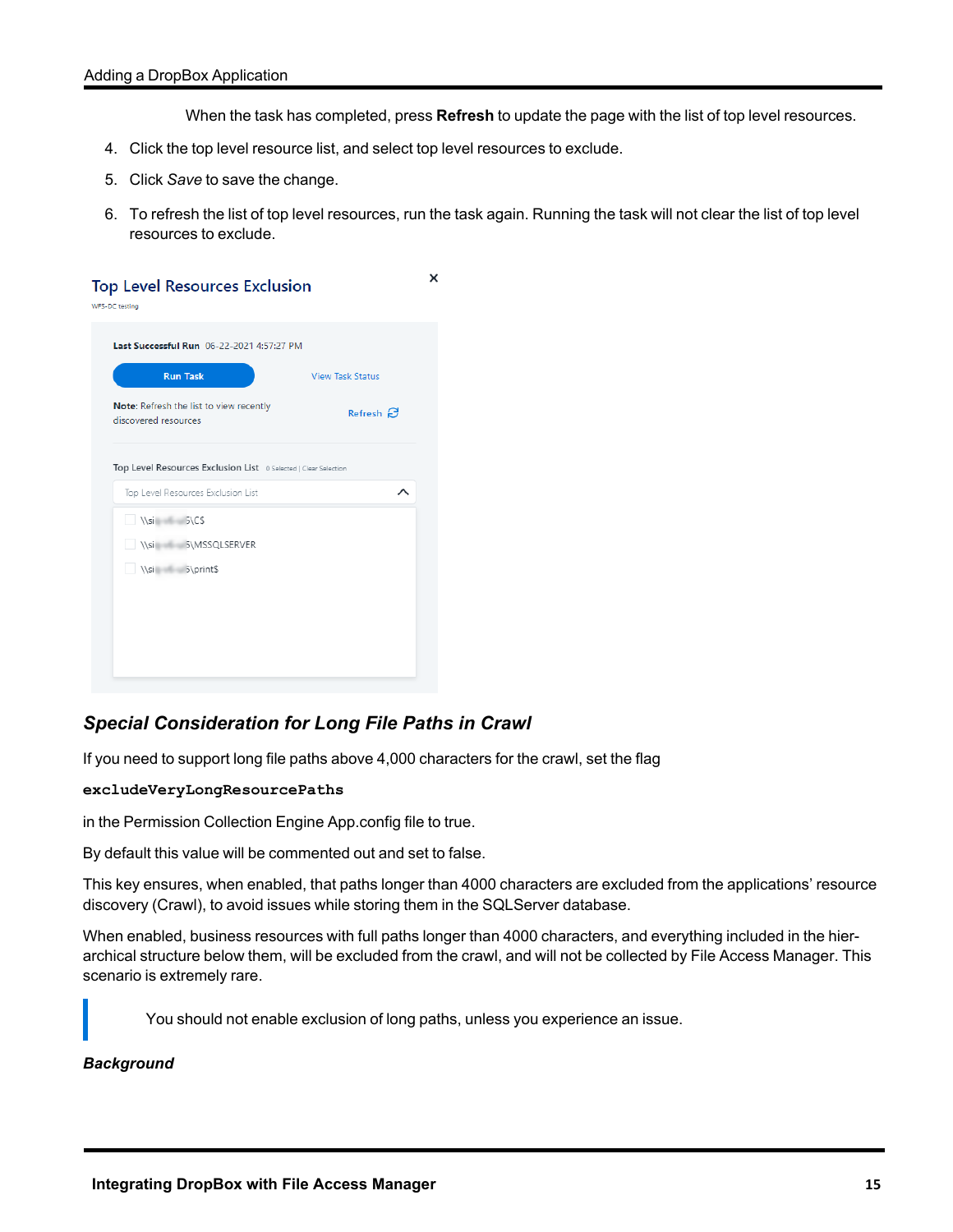When the task has completed, press **Refresh** to update the page with the list of top level resources.

4. Click the top level resource list, and select top level resources to exclude.
5. Click *Save* to save the change.
6. To refresh the list of top level resources, run the task again. Running the task will not clear the list of top level resources to exclude.

### *Special Consideration for Long File Paths in Crawl*

If you need to support long file paths above 4,000 characters for the crawl, set the flag

```
excludeVeryLongResourcePaths
```

in the Permission Collection Engine App.config file to true.

By default this value will be commented out and set to false.

This key ensures, when enabled, that paths longer than 4000 characters are excluded from the applications' resource discovery (Crawl), to avoid issues while storing them in the SQLServer database.

When enabled, business resources with full paths longer than 4000 characters, and everything included in the hierarchical structure below them, will be excluded from the crawl, and will not be collected by File Access Manager. This scenario is extremely rare.

> You should not enable exclusion of long paths, unless you experience an issue.

#### *Background*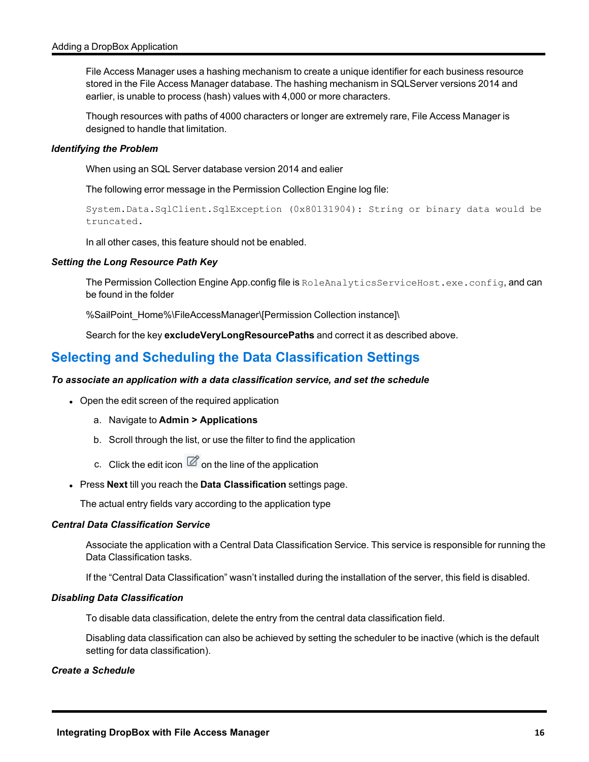File Access Manager uses a hashing mechanism to create a unique identifier for each business resource stored in the File Access Manager database. The hashing mechanism in SQLServer versions 2014 and earlier, is unable to process (hash) values with 4,000 or more characters.

Though resources with paths of 4000 characters or longer are extremely rare, File Access Manager is designed to handle that limitation.

#### *Identifying the Problem*

When using an SQL Server database version 2014 and ealier

The following error message in the Permission Collection Engine log file:

```
System.Data.SqlClient.SqlException (0x80131904): String or binary data would be truncated.
```

In all other cases, this feature should not be enabled.

#### *Setting the Long Resource Path Key*

The Permission Collection Engine App.config file is `RoleAnalyticsServiceHost.exe.config`, and can be found in the folder

%SailPoint_Home%\FileAccessManager\[Permission Collection instance]\

Search for the key **excludeVeryLongResourcePaths** and correct it as described above.

## Selecting and Scheduling the Data Classification Settings

#### *To associate an application with a data classification service, and set the schedule*

- Open the edit screen of the required application
  a. Navigate to **Admin > Applications**
  b. Scroll through the list, or use the filter to find the application
  c. Click the edit icon on the line of the application
- Press **Next** till you reach the **Data Classification** settings page.

  The actual entry fields vary according to the application type

#### *Central Data Classification Service*

Associate the application with a Central Data Classification Service. This service is responsible for running the Data Classification tasks.

If the “Central Data Classification” wasn’t installed during the installation of the server, this field is disabled.

#### *Disabling Data Classification*

To disable data classification, delete the entry from the central data classification field.

Disabling data classification can also be achieved by setting the scheduler to be inactive (which is the default setting for data classification).

#### *Create a Schedule*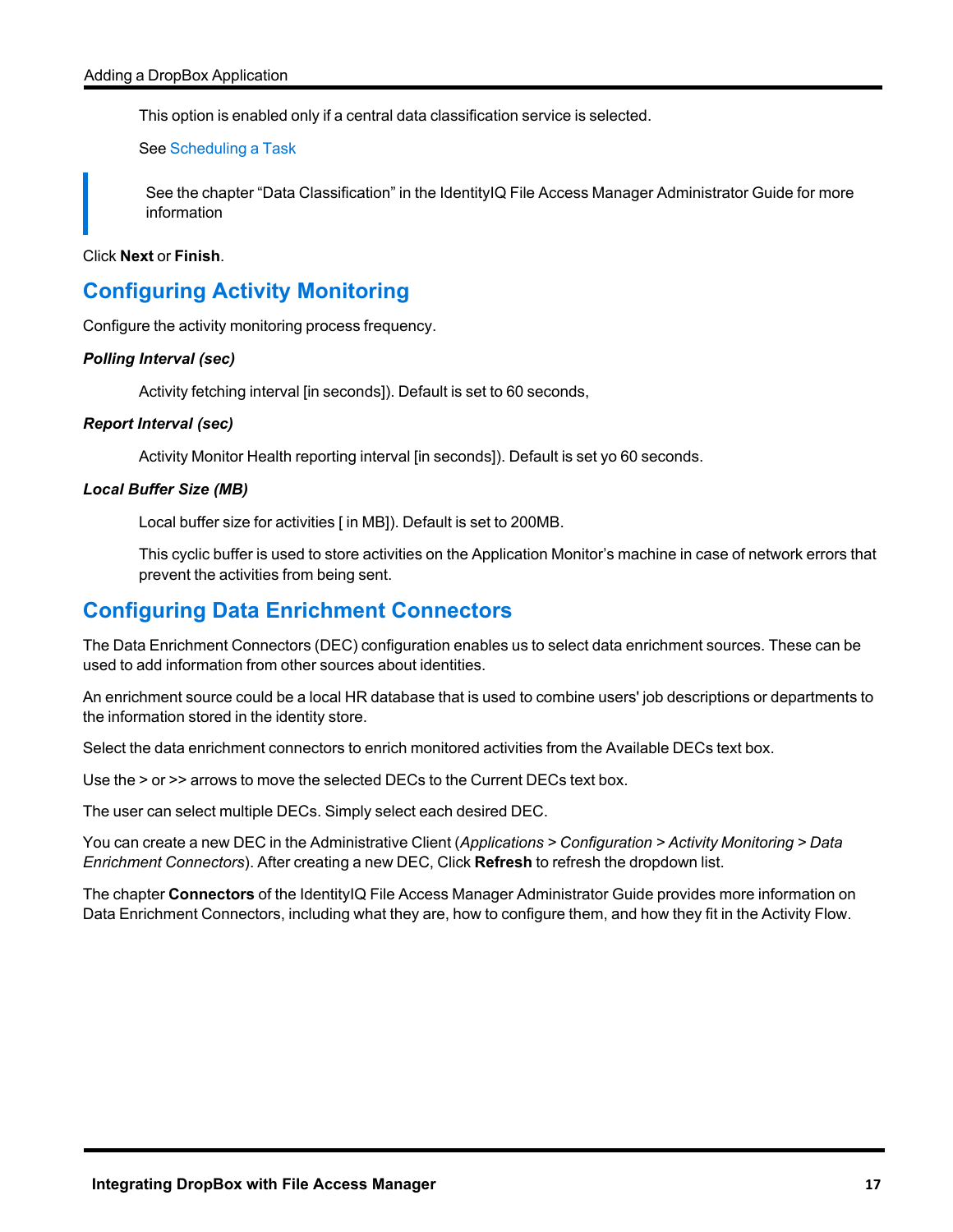This option is enabled only if a central data classification service is selected.

See Scheduling a Task

> See the chapter “Data Classification” in the IdentityIQ File Access Manager Administrator Guide for more information

Click **Next** or **Finish**.

## Configuring Activity Monitoring

Configure the activity monitoring process frequency.

***Polling Interval (sec)***

Activity fetching interval [in seconds]). Default is set to 60 seconds,

***Report Interval (sec)***

Activity Monitor Health reporting interval [in seconds]). Default is set yo 60 seconds.

***Local Buffer Size (MB)***

Local buffer size for activities [ in MB]). Default is set to 200MB.

This cyclic buffer is used to store activities on the Application Monitor’s machine in case of network errors that prevent the activities from being sent.

## Configuring Data Enrichment Connectors

The Data Enrichment Connectors (DEC) configuration enables us to select data enrichment sources. These can be used to add information from other sources about identities.

An enrichment source could be a local HR database that is used to combine users' job descriptions or departments to the information stored in the identity store.

Select the data enrichment connectors to enrich monitored activities from the Available DECs text box.

Use the > or >> arrows to move the selected DECs to the Current DECs text box.

The user can select multiple DECs. Simply select each desired DEC.

You can create a new DEC in the Administrative Client (*Applications > Configuration > Activity Monitoring > Data Enrichment Connectors*). After creating a new DEC, Click **Refresh** to refresh the dropdown list.

The chapter **Connectors** of the IdentityIQ File Access Manager Administrator Guide provides more information on Data Enrichment Connectors, including what they are, how to configure them, and how they fit in the Activity Flow.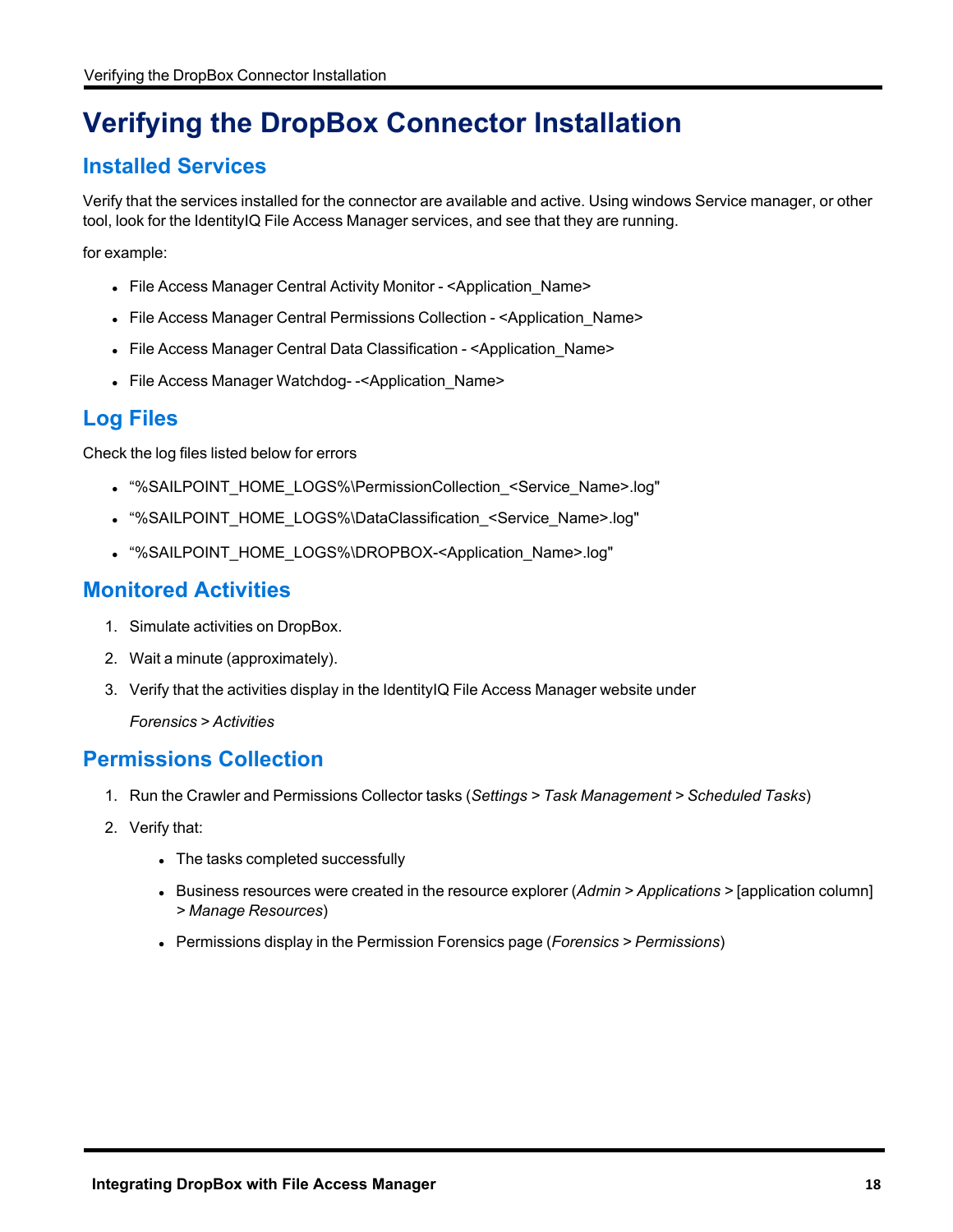# Verifying the DropBox Connector Installation

## Installed Services

Verify that the services installed for the connector are available and active. Using windows Service manager, or other tool, look for the IdentityIQ File Access Manager services, and see that they are running.

for example:

- File Access Manager Central Activity Monitor - <Application_Name>
- File Access Manager Central Permissions Collection - <Application_Name>
- File Access Manager Central Data Classification - <Application_Name>
- File Access Manager Watchdog- -<Application_Name>

## Log Files

Check the log files listed below for errors

- “%SAILPOINT_HOME_LOGS%\PermissionCollection_<Service_Name>.log"
- “%SAILPOINT_HOME_LOGS%\DataClassification_<Service_Name>.log"
- “%SAILPOINT_HOME_LOGS%\DROPBOX-<Application_Name>.log"

## Monitored Activities

1. Simulate activities on DropBox.
2. Wait a minute (approximately).
3. Verify that the activities display in the IdentityIQ File Access Manager website under

   *Forensics > Activities*

## Permissions Collection

1. Run the Crawler and Permissions Collector tasks (*Settings > Task Management > Scheduled Tasks*)
2. Verify that:
   - The tasks completed successfully
   - Business resources were created in the resource explorer (*Admin > Applications >* [application column] *> Manage Resources*)
   - Permissions display in the Permission Forensics page (*Forensics > Permissions*)